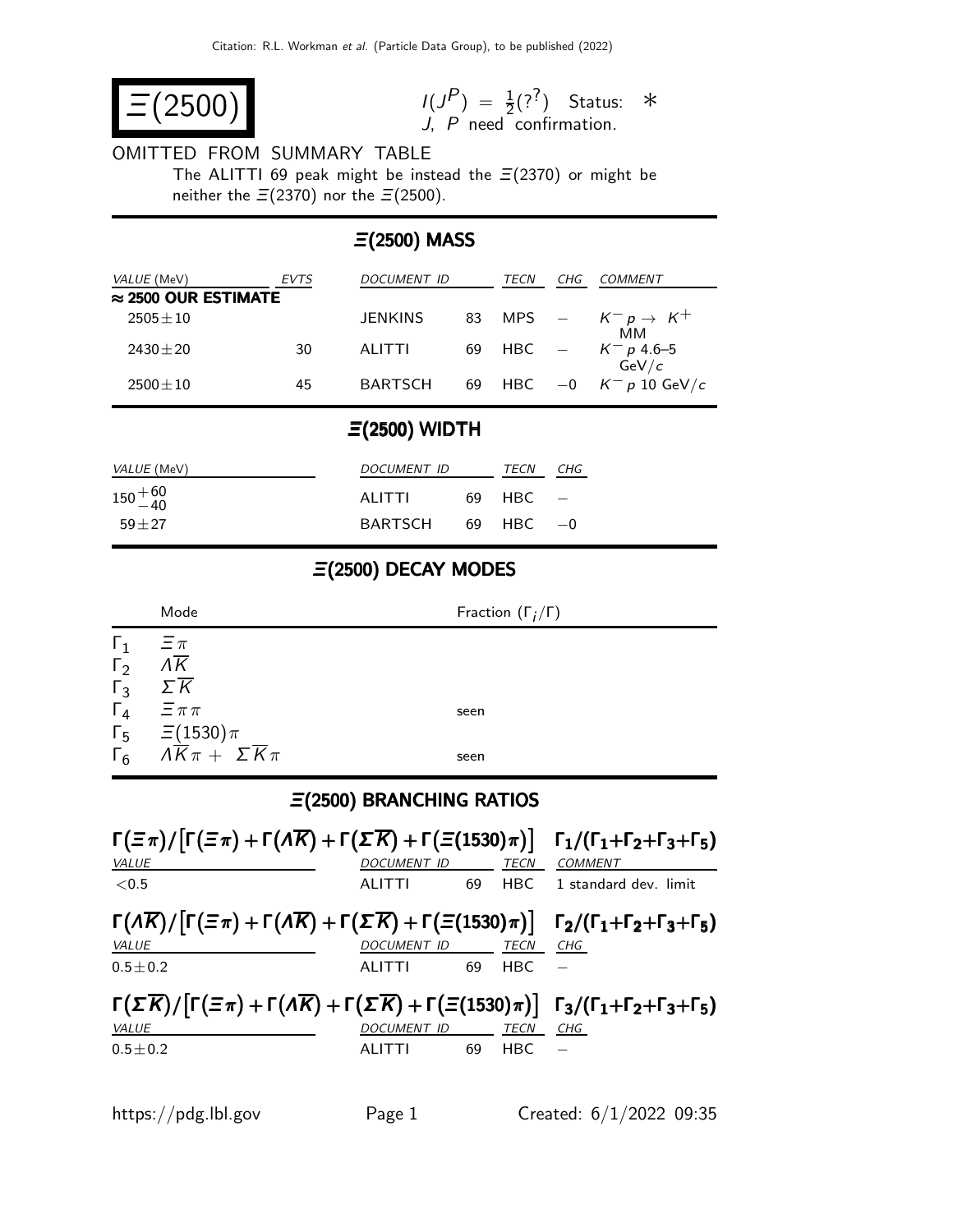# $\Xi(2500)$

$I(J^P) = \frac{1}{2}(?^?)$ Status: $*$
$J$, $P$ need confirmation.

OMITTED FROM SUMMARY TABLE

The ALITTI 69 peak might be instead the $\Xi(2370)$ or might be neither the $\Xi(2370)$ nor the $\Xi(2500)$.

## $\Xi(2500)$ MASS

| VALUE (MeV) | EVTS | DOCUMENT ID | | TECN | CHG | COMMENT |
|---|---|---|---|---|---|---|
| **≈ 2500 OUR ESTIMATE** | | | | | | |
| $2505 \pm 10$ | | JENKINS | 83 | MPS | $-$ | $K^- p \to K^+$ MM |
| $2430 \pm 20$ | 30 | ALITTI | 69 | HBC | $-$ | $K^- p$ 4.6–5 GeV/$c$ |
| $2500 \pm 10$ | 45 | BARTSCH | 69 | HBC | $-0$ | $K^- p$ 10 GeV/$c$ |

## $\Xi(2500)$ WIDTH

| VALUE (MeV) | DOCUMENT ID | | TECN | CHG |
|---|---|---|---|---|
| $150^{+60}_{-40}$ | ALITTI | 69 | HBC | $-$ |
| $59 \pm 27$ | BARTSCH | 69 | HBC | $-0$ |

## $\Xi(2500)$ DECAY MODES

| | Mode | Fraction ($\Gamma_i/\Gamma$) |
|---|---|---|
| $\Gamma_1$ | $\Xi\pi$ | |
| $\Gamma_2$ | $\Lambda\overline{K}$ | |
| $\Gamma_3$ | $\Sigma\overline{K}$ | |
| $\Gamma_4$ | $\Xi\pi\pi$ | seen |
| $\Gamma_5$ | $\Xi(1530)\pi$ | |
| $\Gamma_6$ | $\Lambda\overline{K}\pi + \Sigma\overline{K}\pi$ | seen |

## $\Xi(2500)$ BRANCHING RATIOS

**$\Gamma(\Xi\pi)/\left[\Gamma(\Xi\pi)+\Gamma(\Lambda\overline{K})+\Gamma(\Sigma\overline{K})+\Gamma(\Xi(1530)\pi)\right]$** **$\Gamma_1/(\Gamma_1+\Gamma_2+\Gamma_3+\Gamma_5)$**

| VALUE | DOCUMENT ID | | TECN | COMMENT |
|---|---|---|---|---|
| $<0.5$ | ALITTI | 69 | HBC | 1 standard dev. limit |

**$\Gamma(\Lambda\overline{K})/\left[\Gamma(\Xi\pi)+\Gamma(\Lambda\overline{K})+\Gamma(\Sigma\overline{K})+\Gamma(\Xi(1530)\pi)\right]$** **$\Gamma_2/(\Gamma_1+\Gamma_2+\Gamma_3+\Gamma_5)$**

| VALUE | DOCUMENT ID | | TECN | CHG |
|---|---|---|---|---|
| $0.5 \pm 0.2$ | ALITTI | 69 | HBC | $-$ |

**$\Gamma(\Sigma\overline{K})/\left[\Gamma(\Xi\pi)+\Gamma(\Lambda\overline{K})+\Gamma(\Sigma\overline{K})+\Gamma(\Xi(1530)\pi)\right]$** **$\Gamma_3/(\Gamma_1+\Gamma_2+\Gamma_3+\Gamma_5)$**

| VALUE | DOCUMENT ID | | TECN | CHG |
|---|---|---|---|---|
| $0.5 \pm 0.2$ | ALITTI | 69 | HBC | $-$ |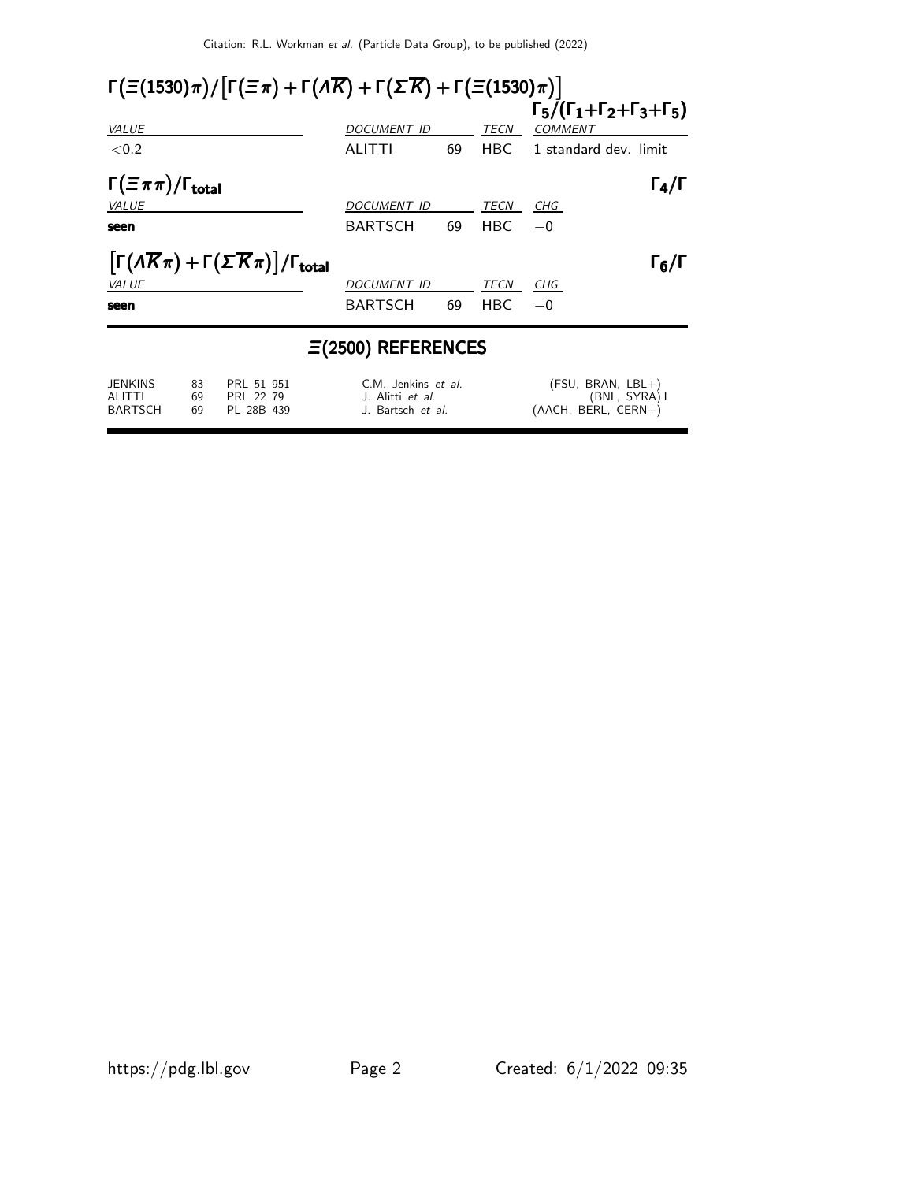### $\Gamma(\Xi(1530)\pi)/[\Gamma(\Xi\pi)+\Gamma(\Lambda\overline{K})+\Gamma(\Sigma\overline{K})+\Gamma(\Xi(1530)\pi)]$ — $\Gamma_5/(\Gamma_1+\Gamma_2+\Gamma_3+\Gamma_5)$

| VALUE | DOCUMENT ID | | TECN | COMMENT |
|---|---|---|---|---|
| $<0.2$ | ALITTI | 69 | HBC | 1 standard dev. limit |

### $\Gamma(\Xi\pi\pi)/\Gamma_{\text{total}}$ — $\Gamma_4/\Gamma$

| VALUE | DOCUMENT ID | | TECN | CHG |
|---|---|---|---|---|
| **seen** | BARTSCH | 69 | HBC | $-0$ |

### $[\Gamma(\Lambda\overline{K}\pi)+\Gamma(\Sigma\overline{K}\pi)]/\Gamma_{\text{total}}$ — $\Gamma_6/\Gamma$

| VALUE | DOCUMENT ID | | TECN | CHG |
|---|---|---|---|---|
| **seen** | BARTSCH | 69 | HBC | $-0$ |

## $\Xi(2500)$ REFERENCES

| | | | | |
|---|---|---|---|---|
| JENKINS | 83 | PRL 51 951 | C.M. Jenkins *et al.* | (FSU, BRAN, LBL+) |
| ALITTI | 69 | PRL 22 79 | J. Alitti *et al.* | (BNL, SYRA) I |
| BARTSCH | 69 | PL 28B 439 | J. Bartsch *et al.* | (AACH, BERL, CERN+) |